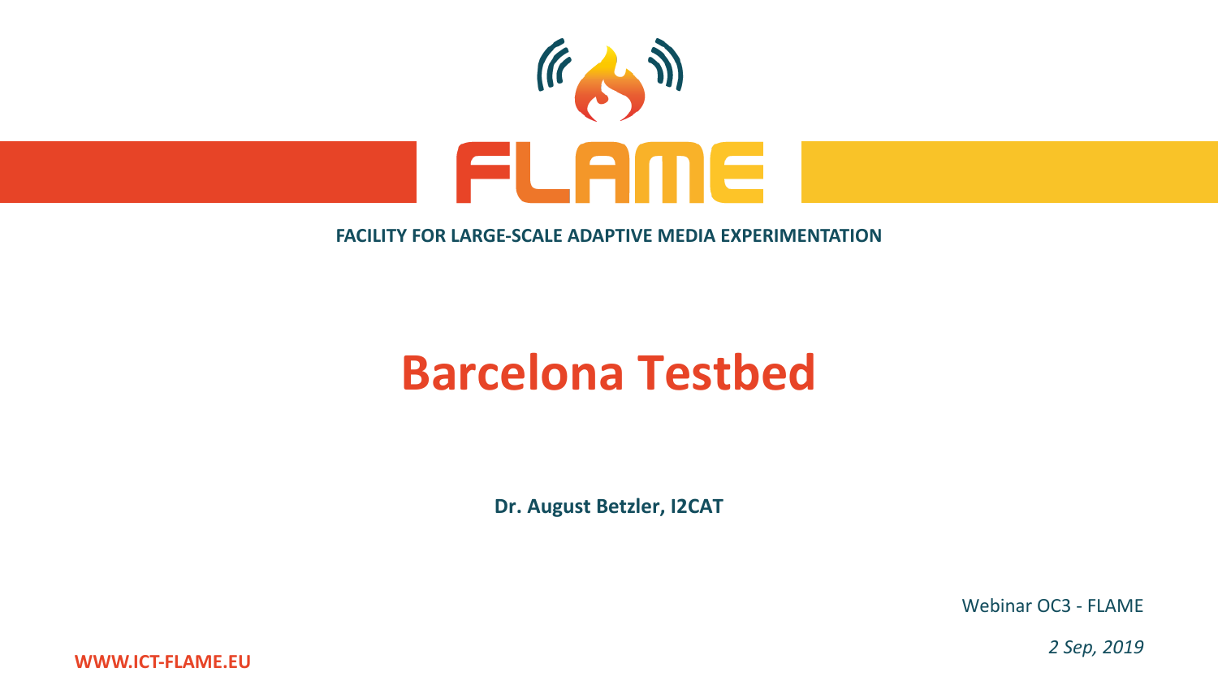# FLAME

**FACILITY FOR LARGE-SCALE ADAPTIVE MEDIA EXPERIMENTATION**

## Barcelona Testbed

**Dr. August Betzler, I2CAT**

Webinar OC3 - FLAME

*2 Sep, 2019*

**WWW.ICT-FLAME.EU**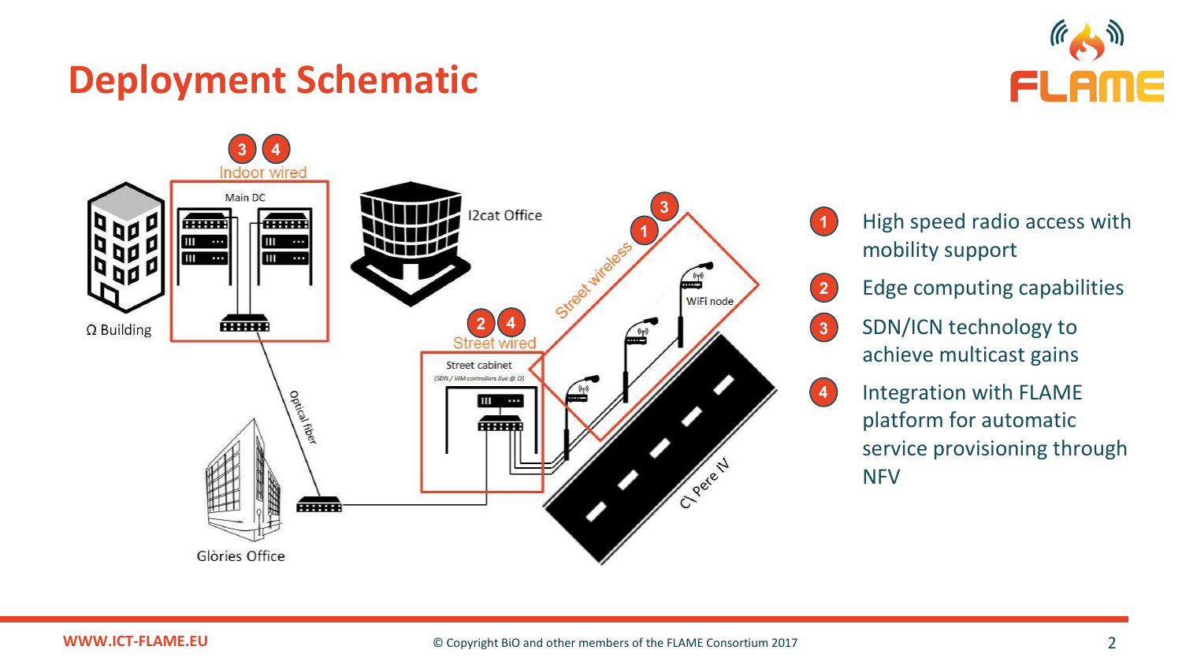# Deployment Schematic

Ω Building

Indoor wired

Main DC

I2cat Office

Street wireless

WiFi node

Street wired

Street cabinet

(SDN / VIM controllers live @ Ω)

Optical fiber

Glòries Office

C\ Pere IV

1. High speed radio access with mobility support
2. Edge computing capabilities
3. SDN/ICN technology to achieve multicast gains
4. Integration with FLAME platform for automatic service provisioning through NFV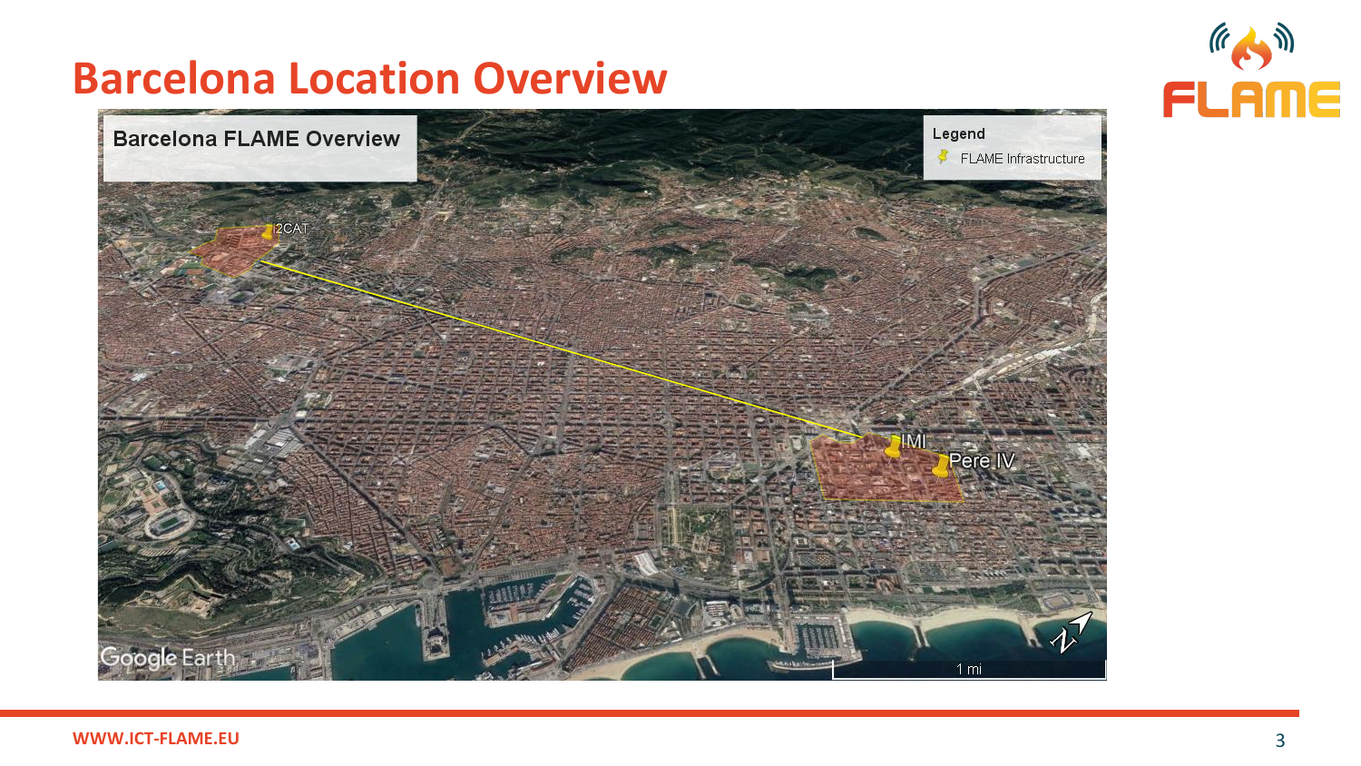# Barcelona Location Overview

Barcelona FLAME Overview

Legend

FLAME Infrastructure

i2CAT

IMI

Pere IV

1 mi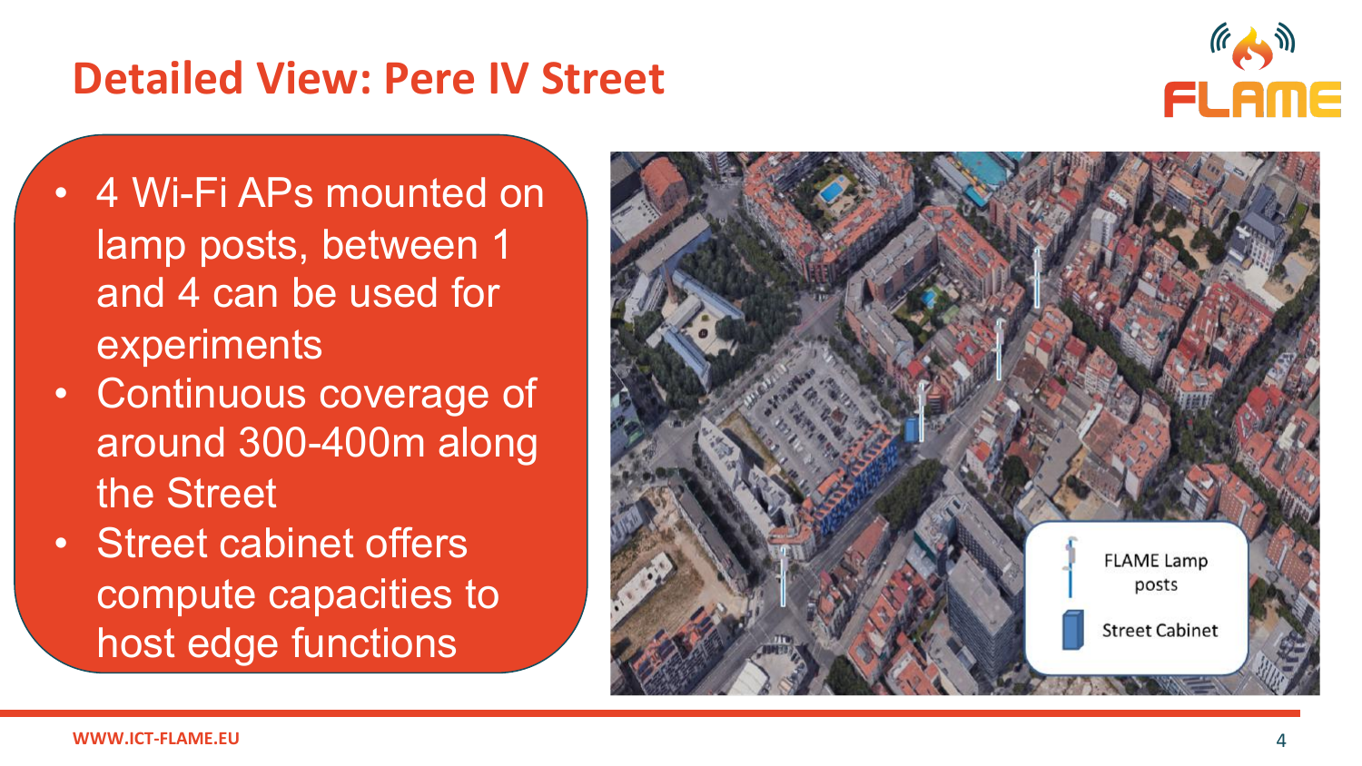# Detailed View: Pere IV Street

- 4 Wi-Fi APs mounted on lamp posts, between 1 and 4 can be used for experiments
- Continuous coverage of around 300-400m along the Street
- Street cabinet offers compute capacities to host edge functions

FLAME Lamp posts

Street Cabinet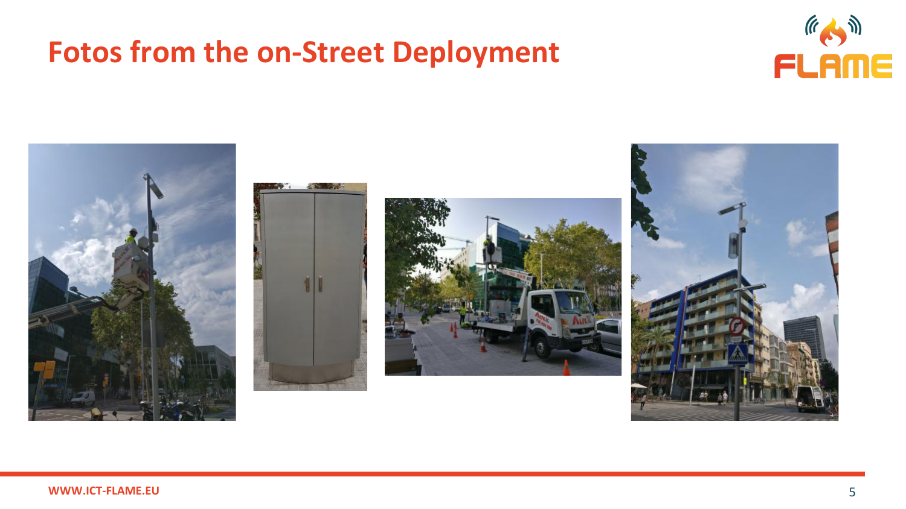# Fotos from the on-Street Deployment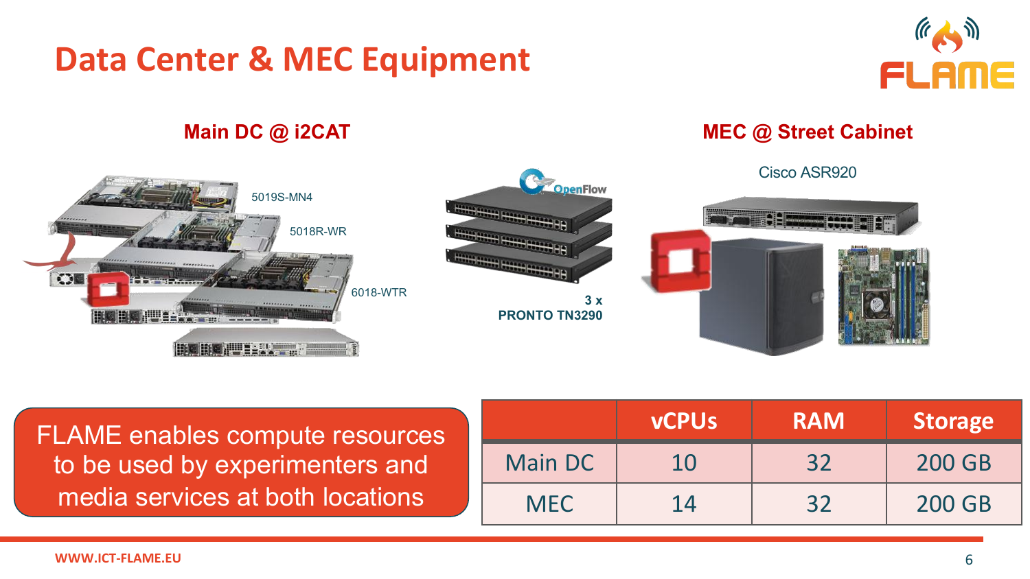# Data Center & MEC Equipment

### Main DC @ i2CAT

5019S-MN4

5018R-WR

6018-WTR

3 x
**PRONTO TN3290**

### MEC @ Street Cabinet

Cisco ASR920

FLAME enables compute resources to be used by experimenters and media services at both locations

| | vCPUs | RAM | Storage |
|---|---|---|---|
| Main DC | 10 | 32 | 200 GB |
| MEC | 14 | 32 | 200 GB |

WWW.ICT-FLAME.EU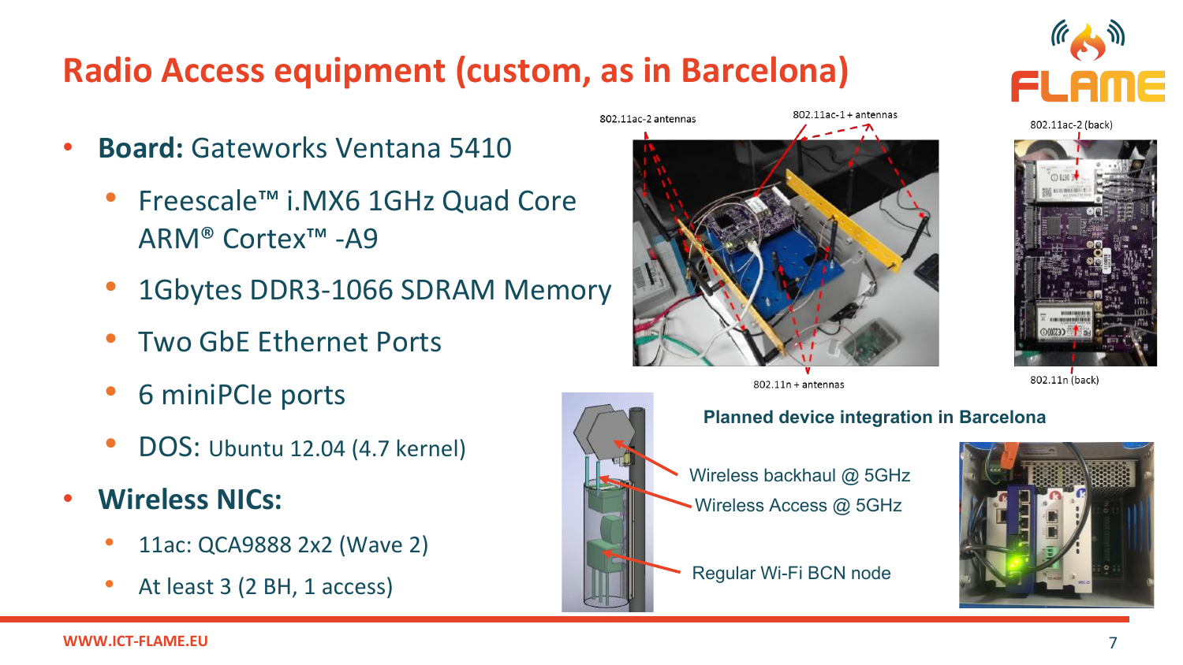# Radio Access equipment (custom, as in Barcelona)

- **Board:** Gateworks Ventana 5410
  - Freescale™ i.MX6 1GHz Quad Core ARM® Cortex™ -A9
  - 1Gbytes DDR3-1066 SDRAM Memory
  - Two GbE Ethernet Ports
  - 6 miniPCIe ports
  - DOS: Ubuntu 12.04 (4.7 kernel)
- **Wireless NICs:**
  - 11ac: QCA9888 2x2 (Wave 2)
  - At least 3 (2 BH, 1 access)

802.11ac-2 antennas

802.11ac-1 + antennas

802.11n + antennas

802.11ac-2 (back)

802.11n (back)

**Planned device integration in Barcelona**

Wireless backhaul @ 5GHz

Wireless Access @ 5GHz

Regular Wi-Fi BCN node

WWW.ICT-FLAME.EU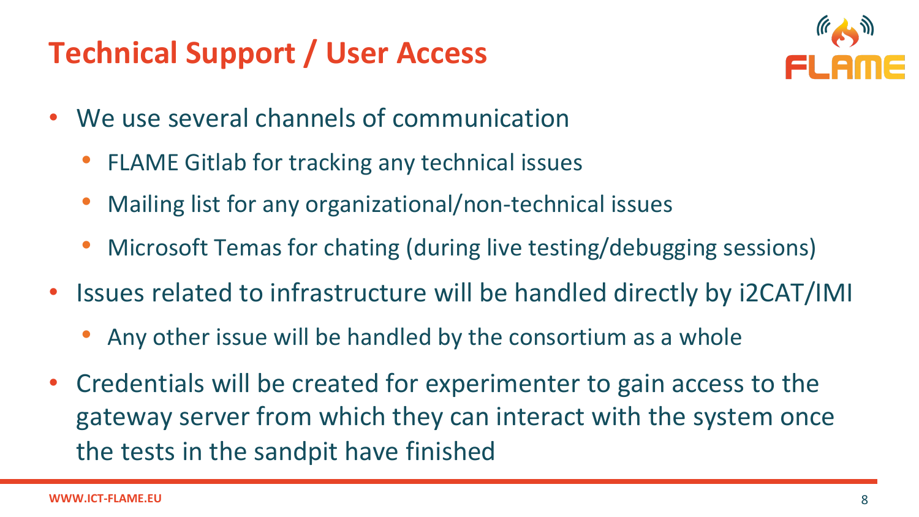# Technical Support / User Access

- We use several channels of communication
  - FLAME Gitlab for tracking any technical issues
  - Mailing list for any organizational/non-technical issues
  - Microsoft Temas for chating (during live testing/debugging sessions)
- Issues related to infrastructure will be handled directly by i2CAT/IMI
  - Any other issue will be handled by the consortium as a whole
- Credentials will be created for experimenter to gain access to the gateway server from which they can interact with the system once the tests in the sandpit have finished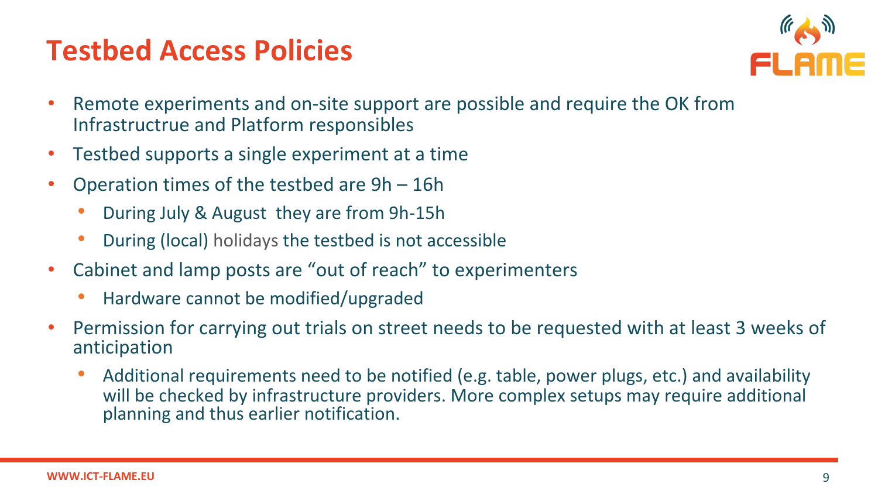# Testbed Access Policies

- Remote experiments and on-site support are possible and require the OK from Infrastructrue and Platform responsibles
- Testbed supports a single experiment at a time
- Operation times of the testbed are 9h – 16h
  - During July & August they are from 9h-15h
  - During (local) holidays the testbed is not accessible
- Cabinet and lamp posts are "out of reach" to experimenters
  - Hardware cannot be modified/upgraded
- Permission for carrying out trials on street needs to be requested with at least 3 weeks of anticipation
  - Additional requirements need to be notified (e.g. table, power plugs, etc.) and availability will be checked by infrastructure providers. More complex setups may require additional planning and thus earlier notification.